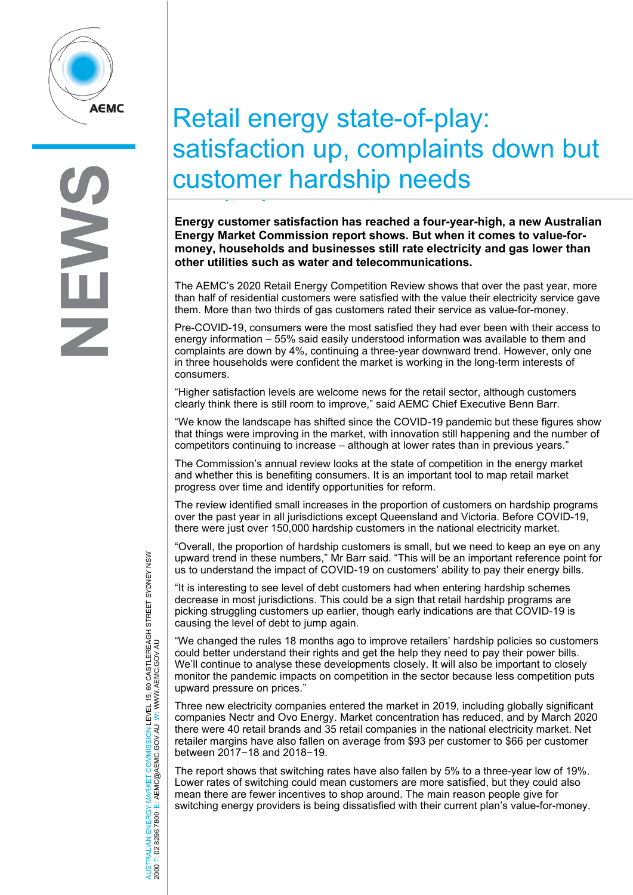# Retail energy state-of-play: satisfaction up, complaints down but customer hardship needs

**Energy customer satisfaction has reached a four-year-high, a new Australian Energy Market Commission report shows. But when it comes to value-for-money, households and businesses still rate electricity and gas lower than other utilities such as water and telecommunications.**

The AEMC's 2020 Retail Energy Competition Review shows that over the past year, more than half of residential customers were satisfied with the value their electricity service gave them. More than two thirds of gas customers rated their service as value-for-money.

Pre-COVID-19, consumers were the most satisfied they had ever been with their access to energy information – 55% said easily understood information was available to them and complaints are down by 4%, continuing a three-year downward trend. However, only one in three households were confident the market is working in the long-term interests of consumers.

"Higher satisfaction levels are welcome news for the retail sector, although customers clearly think there is still room to improve," said AEMC Chief Executive Benn Barr.

"We know the landscape has shifted since the COVID-19 pandemic but these figures show that things were improving in the market, with innovation still happening and the number of competitors continuing to increase – although at lower rates than in previous years."

The Commission's annual review looks at the state of competition in the energy market and whether this is benefiting consumers. It is an important tool to map retail market progress over time and identify opportunities for reform.

The review identified small increases in the proportion of customers on hardship programs over the past year in all jurisdictions except Queensland and Victoria. Before COVID-19, there were just over 150,000 hardship customers in the national electricity market.

"Overall, the proportion of hardship customers is small, but we need to keep an eye on any upward trend in these numbers," Mr Barr said. "This will be an important reference point for us to understand the impact of COVID-19 on customers' ability to pay their energy bills.

"It is interesting to see level of debt customers had when entering hardship schemes decrease in most jurisdictions. This could be a sign that retail hardship programs are picking struggling customers up earlier, though early indications are that COVID-19 is causing the level of debt to jump again.

"We changed the rules 18 months ago to improve retailers' hardship policies so customers could better understand their rights and get the help they need to pay their power bills. We'll continue to analyse these developments closely. It will also be important to closely monitor the pandemic impacts on competition in the sector because less competition puts upward pressure on prices."

Three new electricity companies entered the market in 2019, including globally significant companies Nectr and Ovo Energy. Market concentration has reduced, and by March 2020 there were 40 retail brands and 35 retail companies in the national electricity market. Net retailer margins have also fallen on average from $93 per customer to $66 per customer between 2017−18 and 2018−19.

The report shows that switching rates have also fallen by 5% to a three-year low of 19%. Lower rates of switching could mean customers are more satisfied, but they could also mean there are fewer incentives to shop around. The main reason people give for switching energy providers is being dissatisfied with their current plan's value-for-money.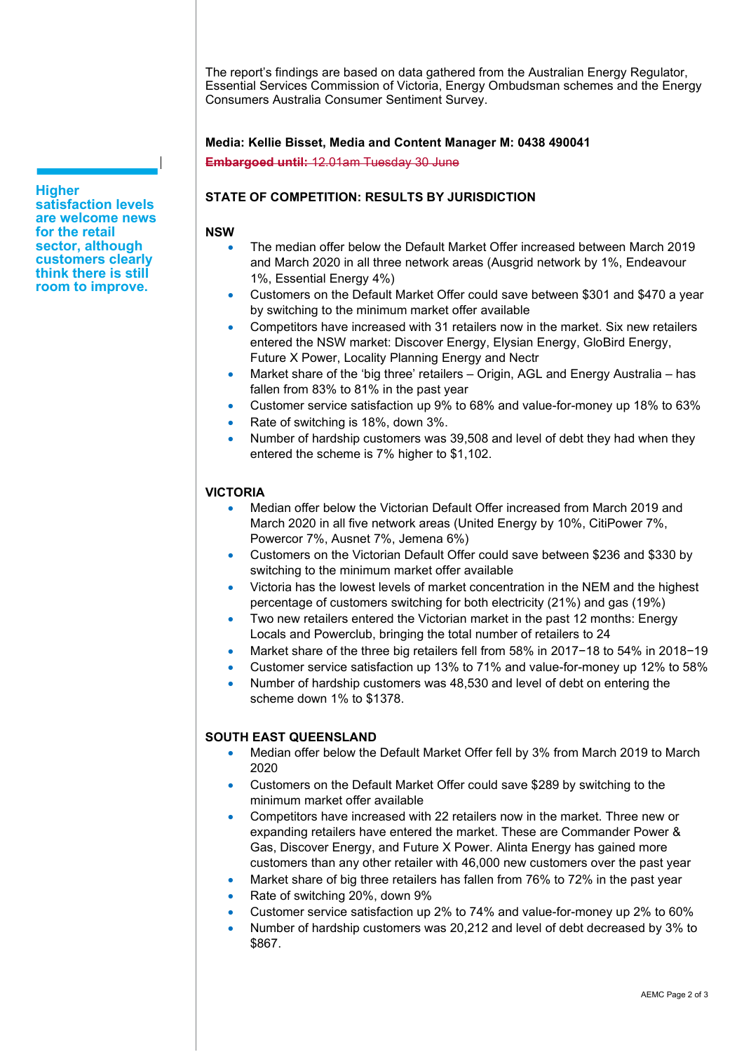The report's findings are based on data gathered from the Australian Energy Regulator, Essential Services Commission of Victoria, Energy Ombudsman schemes and the Energy Consumers Australia Consumer Sentiment Survey.

**Media: Kellie Bisset, Media and Content Manager M: 0438 490041**

~~**Embargoed until:** 12.01am Tuesday 30 June~~

**Higher satisfaction levels are welcome news for the retail sector, although customers clearly think there is still room to improve.**

## STATE OF COMPETITION: RESULTS BY JURISDICTION

### NSW

- The median offer below the Default Market Offer increased between March 2019 and March 2020 in all three network areas (Ausgrid network by 1%, Endeavour 1%, Essential Energy 4%)
- Customers on the Default Market Offer could save between $301 and $470 a year by switching to the minimum market offer available
- Competitors have increased with 31 retailers now in the market. Six new retailers entered the NSW market: Discover Energy, Elysian Energy, GloBird Energy, Future X Power, Locality Planning Energy and Nectr
- Market share of the 'big three' retailers – Origin, AGL and Energy Australia – has fallen from 83% to 81% in the past year
- Customer service satisfaction up 9% to 68% and value-for-money up 18% to 63%
- Rate of switching is 18%, down 3%.
- Number of hardship customers was 39,508 and level of debt they had when they entered the scheme is 7% higher to $1,102.

### VICTORIA

- Median offer below the Victorian Default Offer increased from March 2019 and March 2020 in all five network areas (United Energy by 10%, CitiPower 7%, Powercor 7%, Ausnet 7%, Jemena 6%)
- Customers on the Victorian Default Offer could save between $236 and $330 by switching to the minimum market offer available
- Victoria has the lowest levels of market concentration in the NEM and the highest percentage of customers switching for both electricity (21%) and gas (19%)
- Two new retailers entered the Victorian market in the past 12 months: Energy Locals and Powerclub, bringing the total number of retailers to 24
- Market share of the three big retailers fell from 58% in 2017−18 to 54% in 2018−19
- Customer service satisfaction up 13% to 71% and value-for-money up 12% to 58%
- Number of hardship customers was 48,530 and level of debt on entering the scheme down 1% to $1378.

### SOUTH EAST QUEENSLAND

- Median offer below the Default Market Offer fell by 3% from March 2019 to March 2020
- Customers on the Default Market Offer could save $289 by switching to the minimum market offer available
- Competitors have increased with 22 retailers now in the market. Three new or expanding retailers have entered the market. These are Commander Power & Gas, Discover Energy, and Future X Power. Alinta Energy has gained more customers than any other retailer with 46,000 new customers over the past year
- Market share of big three retailers has fallen from 76% to 72% in the past year
- Rate of switching 20%, down 9%
- Customer service satisfaction up 2% to 74% and value-for-money up 2% to 60%
- Number of hardship customers was 20,212 and level of debt decreased by 3% to $867.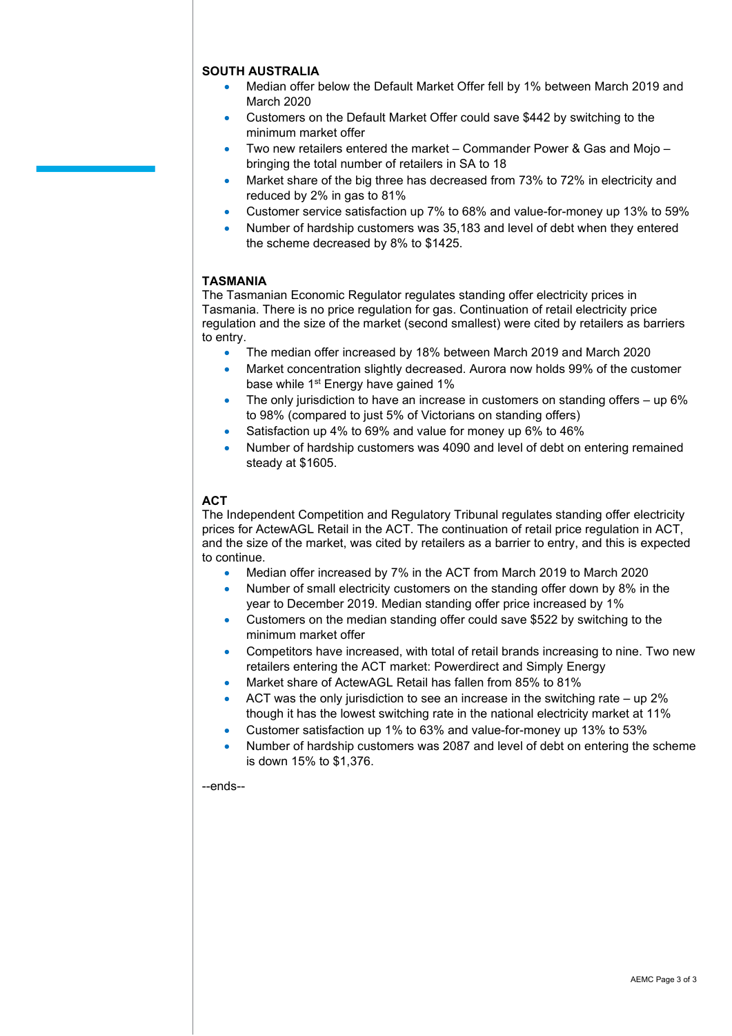## SOUTH AUSTRALIA

- Median offer below the Default Market Offer fell by 1% between March 2019 and March 2020
- Customers on the Default Market Offer could save $442 by switching to the minimum market offer
- Two new retailers entered the market – Commander Power & Gas and Mojo – bringing the total number of retailers in SA to 18
- Market share of the big three has decreased from 73% to 72% in electricity and reduced by 2% in gas to 81%
- Customer service satisfaction up 7% to 68% and value-for-money up 13% to 59%
- Number of hardship customers was 35,183 and level of debt when they entered the scheme decreased by 8% to $1425.

## TASMANIA

The Tasmanian Economic Regulator regulates standing offer electricity prices in Tasmania. There is no price regulation for gas. Continuation of retail electricity price regulation and the size of the market (second smallest) were cited by retailers as barriers to entry.

- The median offer increased by 18% between March 2019 and March 2020
- Market concentration slightly decreased. Aurora now holds 99% of the customer base while 1st Energy have gained 1%
- The only jurisdiction to have an increase in customers on standing offers – up 6% to 98% (compared to just 5% of Victorians on standing offers)
- Satisfaction up 4% to 69% and value for money up 6% to 46%
- Number of hardship customers was 4090 and level of debt on entering remained steady at $1605.

## ACT

The Independent Competition and Regulatory Tribunal regulates standing offer electricity prices for ActewAGL Retail in the ACT. The continuation of retail price regulation in ACT, and the size of the market, was cited by retailers as a barrier to entry, and this is expected to continue.

- Median offer increased by 7% in the ACT from March 2019 to March 2020
- Number of small electricity customers on the standing offer down by 8% in the year to December 2019. Median standing offer price increased by 1%
- Customers on the median standing offer could save $522 by switching to the minimum market offer
- Competitors have increased, with total of retail brands increasing to nine. Two new retailers entering the ACT market: Powerdirect and Simply Energy
- Market share of ActewAGL Retail has fallen from 85% to 81%
- ACT was the only jurisdiction to see an increase in the switching rate – up 2% though it has the lowest switching rate in the national electricity market at 11%
- Customer satisfaction up 1% to 63% and value-for-money up 13% to 53%
- Number of hardship customers was 2087 and level of debt on entering the scheme is down 15% to $1,376.

--ends--